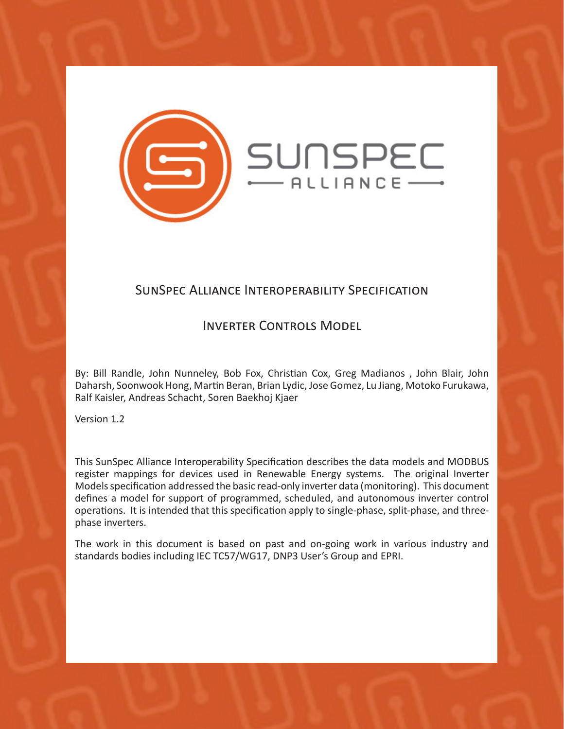# SunSpec Alliance Interoperability Specification

## Inverter Controls Model

By: Bill Randle, John Nunneley, Bob Fox, Christian Cox, Greg Madianos , John Blair, John Daharsh, Soonwook Hong, Martin Beran, Brian Lydic, Jose Gomez, Lu Jiang, Motoko Furukawa, Ralf Kaisler, Andreas Schacht, Soren Baekhoj Kjaer

Version 1.2

This SunSpec Alliance Interoperability Specification describes the data models and MODBUS register mappings for devices used in Renewable Energy systems. The original Inverter Models specification addressed the basic read-only inverter data (monitoring). This document defines a model for support of programmed, scheduled, and autonomous inverter control operations. It is intended that this specification apply to single-phase, split-phase, and three-phase inverters.

The work in this document is based on past and on-going work in various industry and standards bodies including IEC TC57/WG17, DNP3 User's Group and EPRI.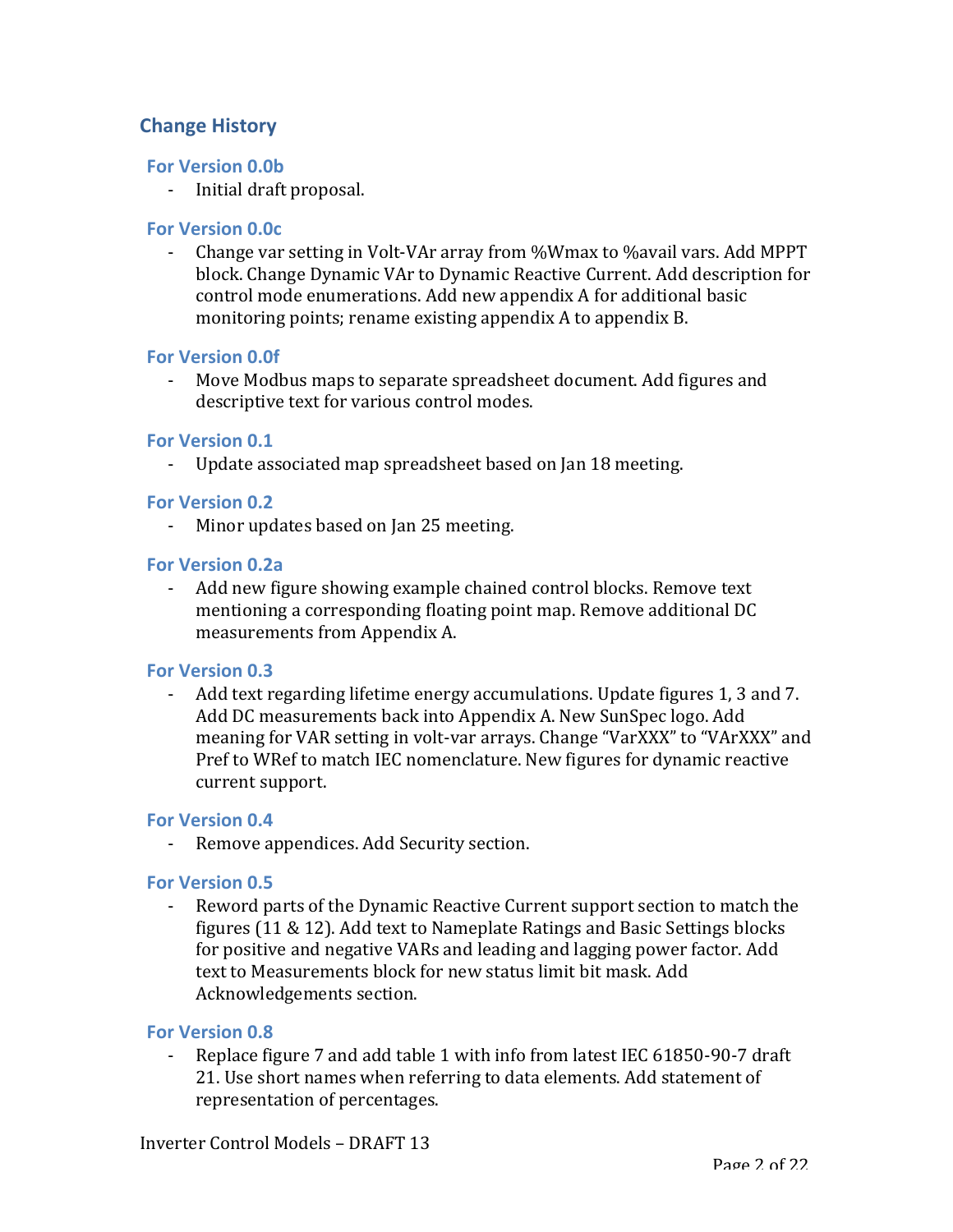## Change History

### For Version 0.0b

- Initial draft proposal.

### For Version 0.0c

- Change var setting in Volt-VAr array from %Wmax to %avail vars. Add MPPT block. Change Dynamic VAr to Dynamic Reactive Current. Add description for control mode enumerations. Add new appendix A for additional basic monitoring points; rename existing appendix A to appendix B.

### For Version 0.0f

- Move Modbus maps to separate spreadsheet document. Add figures and descriptive text for various control modes.

### For Version 0.1

- Update associated map spreadsheet based on Jan 18 meeting.

### For Version 0.2

- Minor updates based on Jan 25 meeting.

### For Version 0.2a

- Add new figure showing example chained control blocks. Remove text mentioning a corresponding floating point map. Remove additional DC measurements from Appendix A.

### For Version 0.3

- Add text regarding lifetime energy accumulations. Update figures 1, 3 and 7. Add DC measurements back into Appendix A. New SunSpec logo. Add meaning for VAR setting in volt-var arrays. Change "VarXXX" to "VArXXX" and Pref to WRef to match IEC nomenclature. New figures for dynamic reactive current support.

### For Version 0.4

- Remove appendices. Add Security section.

### For Version 0.5

- Reword parts of the Dynamic Reactive Current support section to match the figures (11 & 12). Add text to Nameplate Ratings and Basic Settings blocks for positive and negative VARs and leading and lagging power factor. Add text to Measurements block for new status limit bit mask. Add Acknowledgements section.

### For Version 0.8

- Replace figure 7 and add table 1 with info from latest IEC 61850-90-7 draft 21. Use short names when referring to data elements. Add statement of representation of percentages.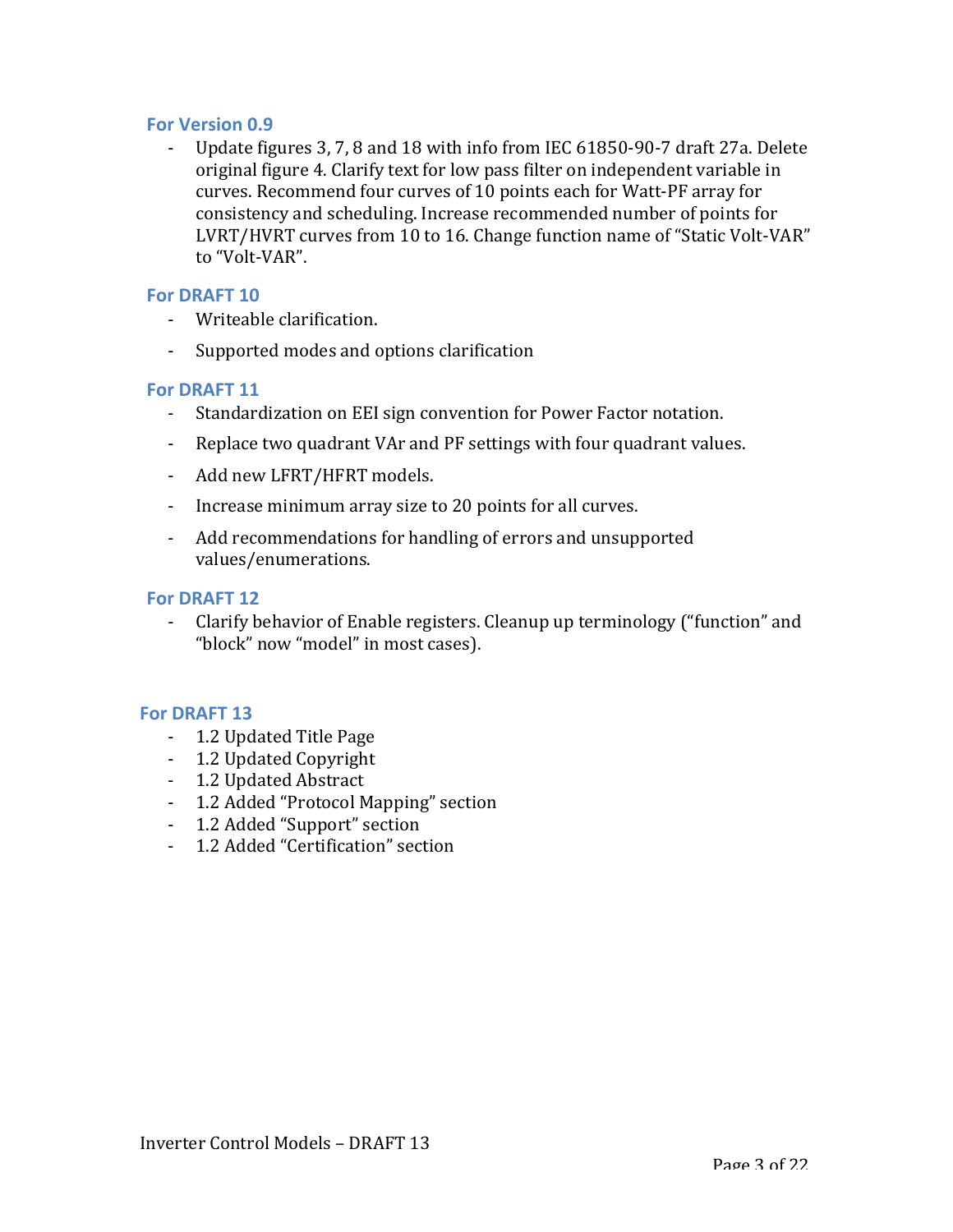### For Version 0.9

- Update figures 3, 7, 8 and 18 with info from IEC 61850-90-7 draft 27a. Delete original figure 4. Clarify text for low pass filter on independent variable in curves. Recommend four curves of 10 points each for Watt-PF array for consistency and scheduling. Increase recommended number of points for LVRT/HVRT curves from 10 to 16. Change function name of "Static Volt-VAR" to "Volt-VAR".

### For DRAFT 10

- Writeable clarification.
- Supported modes and options clarification

### For DRAFT 11

- Standardization on EEI sign convention for Power Factor notation.
- Replace two quadrant VAr and PF settings with four quadrant values.
- Add new LFRT/HFRT models.
- Increase minimum array size to 20 points for all curves.
- Add recommendations for handling of errors and unsupported values/enumerations.

### For DRAFT 12

- Clarify behavior of Enable registers. Cleanup up terminology ("function" and "block" now "model" in most cases).

### For DRAFT 13

- 1.2 Updated Title Page
- 1.2 Updated Copyright
- 1.2 Updated Abstract
- 1.2 Added "Protocol Mapping" section
- 1.2 Added "Support" section
- 1.2 Added "Certification" section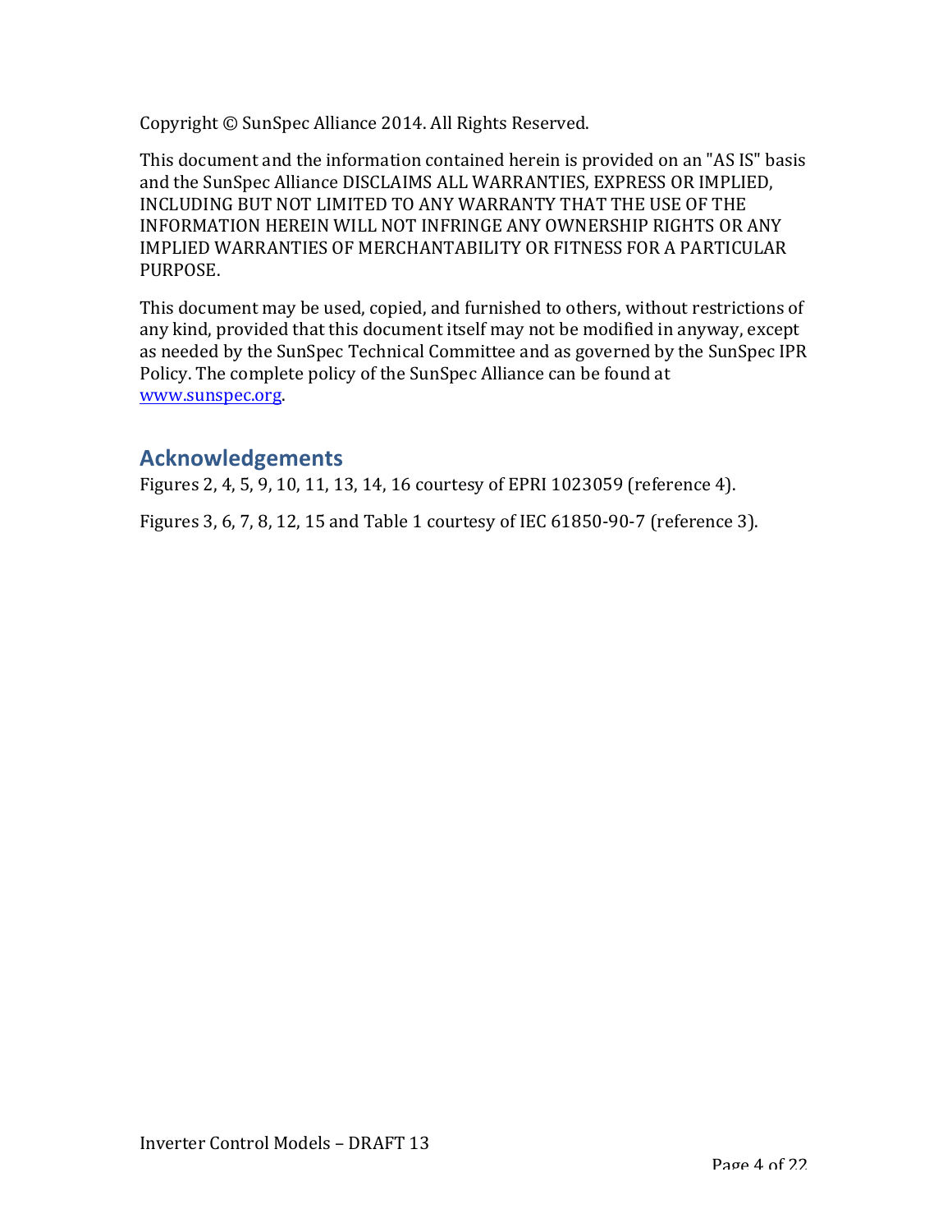Copyright © SunSpec Alliance 2014. All Rights Reserved.

This document and the information contained herein is provided on an "AS IS" basis and the SunSpec Alliance DISCLAIMS ALL WARRANTIES, EXPRESS OR IMPLIED, INCLUDING BUT NOT LIMITED TO ANY WARRANTY THAT THE USE OF THE INFORMATION HEREIN WILL NOT INFRINGE ANY OWNERSHIP RIGHTS OR ANY IMPLIED WARRANTIES OF MERCHANTABILITY OR FITNESS FOR A PARTICULAR PURPOSE.

This document may be used, copied, and furnished to others, without restrictions of any kind, provided that this document itself may not be modified in anyway, except as needed by the SunSpec Technical Committee and as governed by the SunSpec IPR Policy. The complete policy of the SunSpec Alliance can be found at www.sunspec.org.

## Acknowledgements

Figures 2, 4, 5, 9, 10, 11, 13, 14, 16 courtesy of EPRI 1023059 (reference 4).

Figures 3, 6, 7, 8, 12, 15 and Table 1 courtesy of IEC 61850-90-7 (reference 3).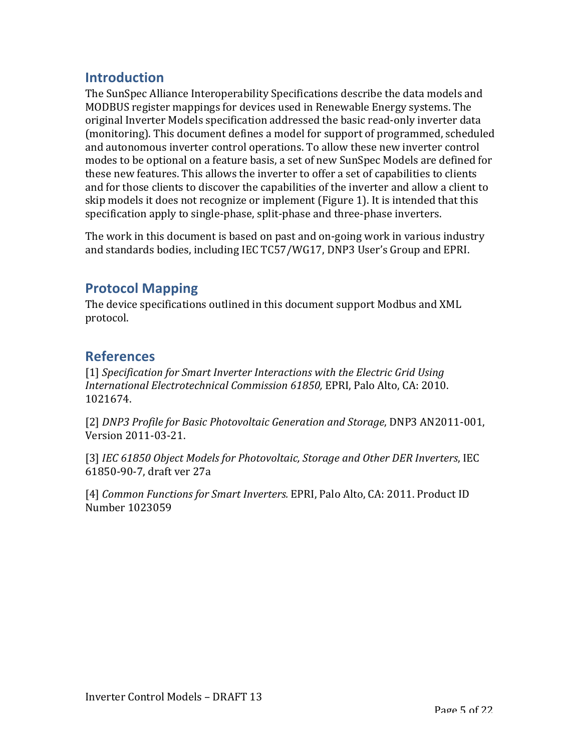## Introduction

The SunSpec Alliance Interoperability Specifications describe the data models and MODBUS register mappings for devices used in Renewable Energy systems. The original Inverter Models specification addressed the basic read-only inverter data (monitoring). This document defines a model for support of programmed, scheduled and autonomous inverter control operations. To allow these new inverter control modes to be optional on a feature basis, a set of new SunSpec Models are defined for these new features. This allows the inverter to offer a set of capabilities to clients and for those clients to discover the capabilities of the inverter and allow a client to skip models it does not recognize or implement (Figure 1). It is intended that this specification apply to single-phase, split-phase and three-phase inverters.

The work in this document is based on past and on-going work in various industry and standards bodies, including IEC TC57/WG17, DNP3 User's Group and EPRI.

## Protocol Mapping

The device specifications outlined in this document support Modbus and XML protocol.

## References

[1] *Specification for Smart Inverter Interactions with the Electric Grid Using International Electrotechnical Commission 61850,* EPRI, Palo Alto, CA: 2010. 1021674.

[2] *DNP3 Profile for Basic Photovoltaic Generation and Storage*, DNP3 AN2011-001, Version 2011-03-21.

[3] *IEC 61850 Object Models for Photovoltaic, Storage and Other DER Inverters*, IEC 61850-90-7, draft ver 27a

[4] *Common Functions for Smart Inverters.* EPRI, Palo Alto, CA: 2011. Product ID Number 1023059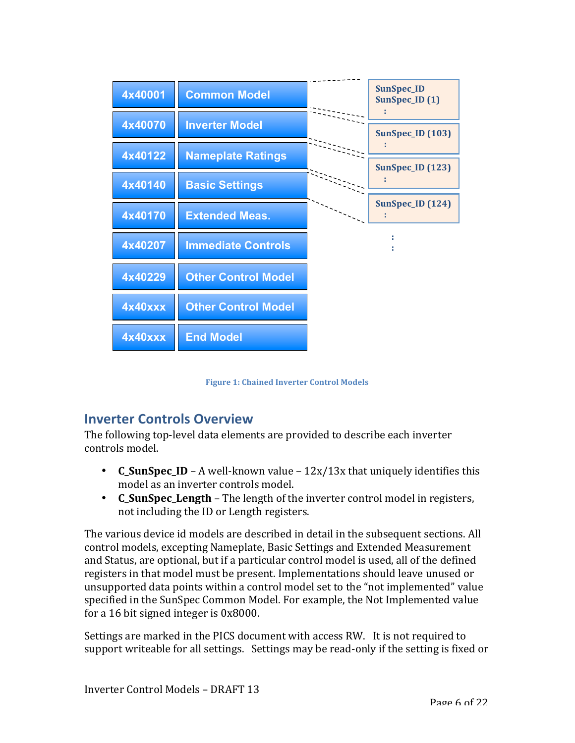| 4x40001 | Common Model |
| --- | --- |
| 4x40070 | Inverter Model |
| 4x40122 | Nameplate Ratings |
| 4x40140 | Basic Settings |
| 4x40170 | Extended Meas. |
| 4x40207 | Immediate Controls |
| 4x40229 | Other Control Model |
| 4x40xxx | Other Control Model |
| 4x40xxx | End Model |

SunSpec_ID
SunSpec_ID (1)
:

SunSpec_ID (103)
:

SunSpec_ID (123)
:

SunSpec_ID (124)
:

:
:

**Figure 1: Chained Inverter Control Models**

## Inverter Controls Overview

The following top-level data elements are provided to describe each inverter controls model.

- **C_SunSpec_ID** – A well-known value – 12x/13x that uniquely identifies this model as an inverter controls model.
- **C_SunSpec_Length** – The length of the inverter control model in registers, not including the ID or Length registers.

The various device id models are described in detail in the subsequent sections. All control models, excepting Nameplate, Basic Settings and Extended Measurement and Status, are optional, but if a particular control model is used, all of the defined registers in that model must be present. Implementations should leave unused or unsupported data points within a control model set to the "not implemented" value specified in the SunSpec Common Model. For example, the Not Implemented value for a 16 bit signed integer is 0x8000.

Settings are marked in the PICS document with access RW. It is not required to support writeable for all settings. Settings may be read-only if the setting is fixed or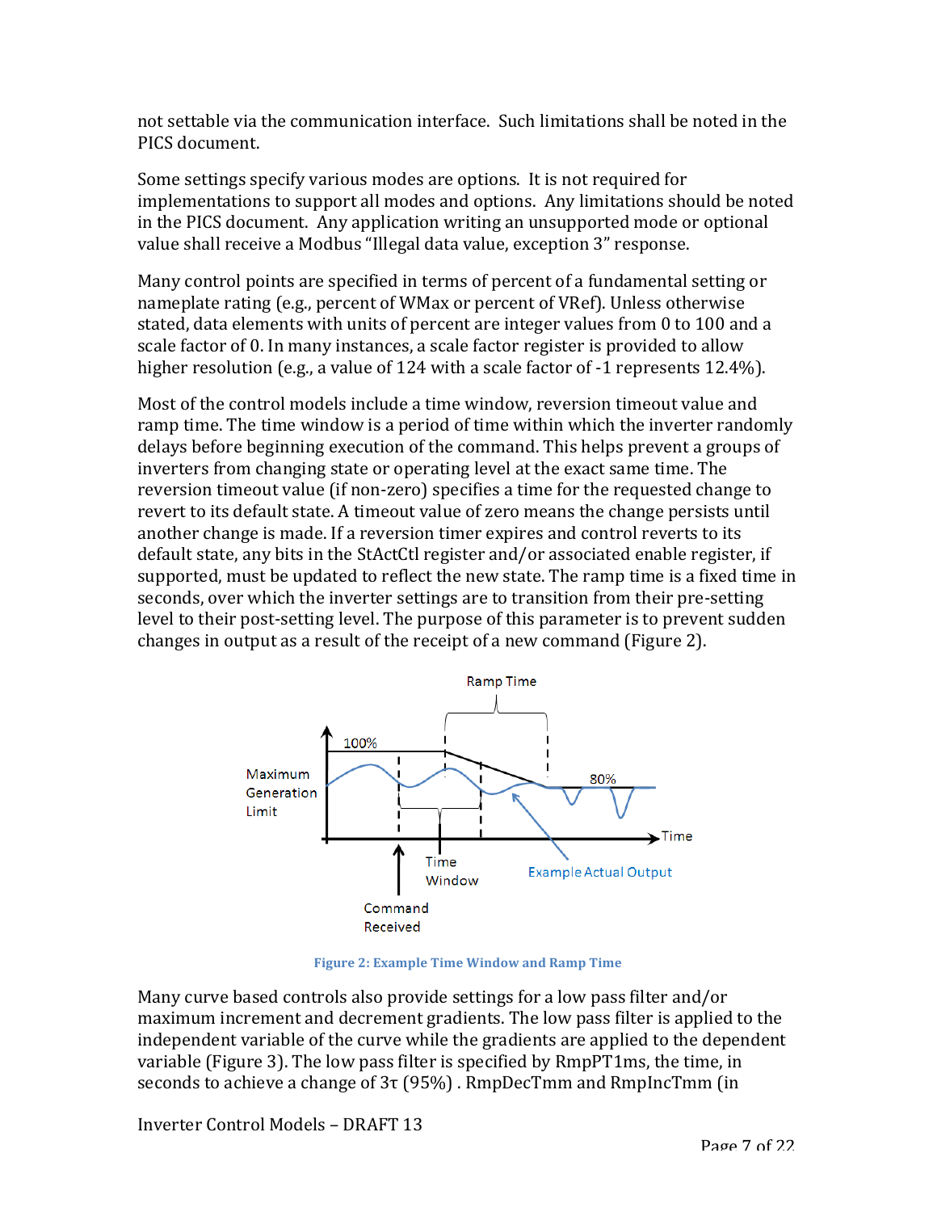not settable via the communication interface.  Such limitations shall be noted in the PICS document.

Some settings specify various modes are options.  It is not required for implementations to support all modes and options.  Any limitations should be noted in the PICS document.  Any application writing an unsupported mode or optional value shall receive a Modbus "Illegal data value, exception 3" response.

Many control points are specified in terms of percent of a fundamental setting or nameplate rating (e.g., percent of WMax or percent of VRef). Unless otherwise stated, data elements with units of percent are integer values from 0 to 100 and a scale factor of 0. In many instances, a scale factor register is provided to allow higher resolution (e.g., a value of 124 with a scale factor of -1 represents 12.4%).

Most of the control models include a time window, reversion timeout value and ramp time. The time window is a period of time within which the inverter randomly delays before beginning execution of the command. This helps prevent a groups of inverters from changing state or operating level at the exact same time. The reversion timeout value (if non-zero) specifies a time for the requested change to revert to its default state. A timeout value of zero means the change persists until another change is made. If a reversion timer expires and control reverts to its default state, any bits in the StActCtl register and/or associated enable register, if supported, must be updated to reflect the new state. The ramp time is a fixed time in seconds, over which the inverter settings are to transition from their pre-setting level to their post-setting level. The purpose of this parameter is to prevent sudden changes in output as a result of the receipt of a new command (Figure 2).

Figure 2: Example Time Window and Ramp Time

Many curve based controls also provide settings for a low pass filter and/or maximum increment and decrement gradients. The low pass filter is applied to the independent variable of the curve while the gradients are applied to the dependent variable (Figure 3). The low pass filter is specified by RmpPT1ms, the time, in seconds to achieve a change of 3τ (95%) . RmpDecTmm and RmpIncTmm (in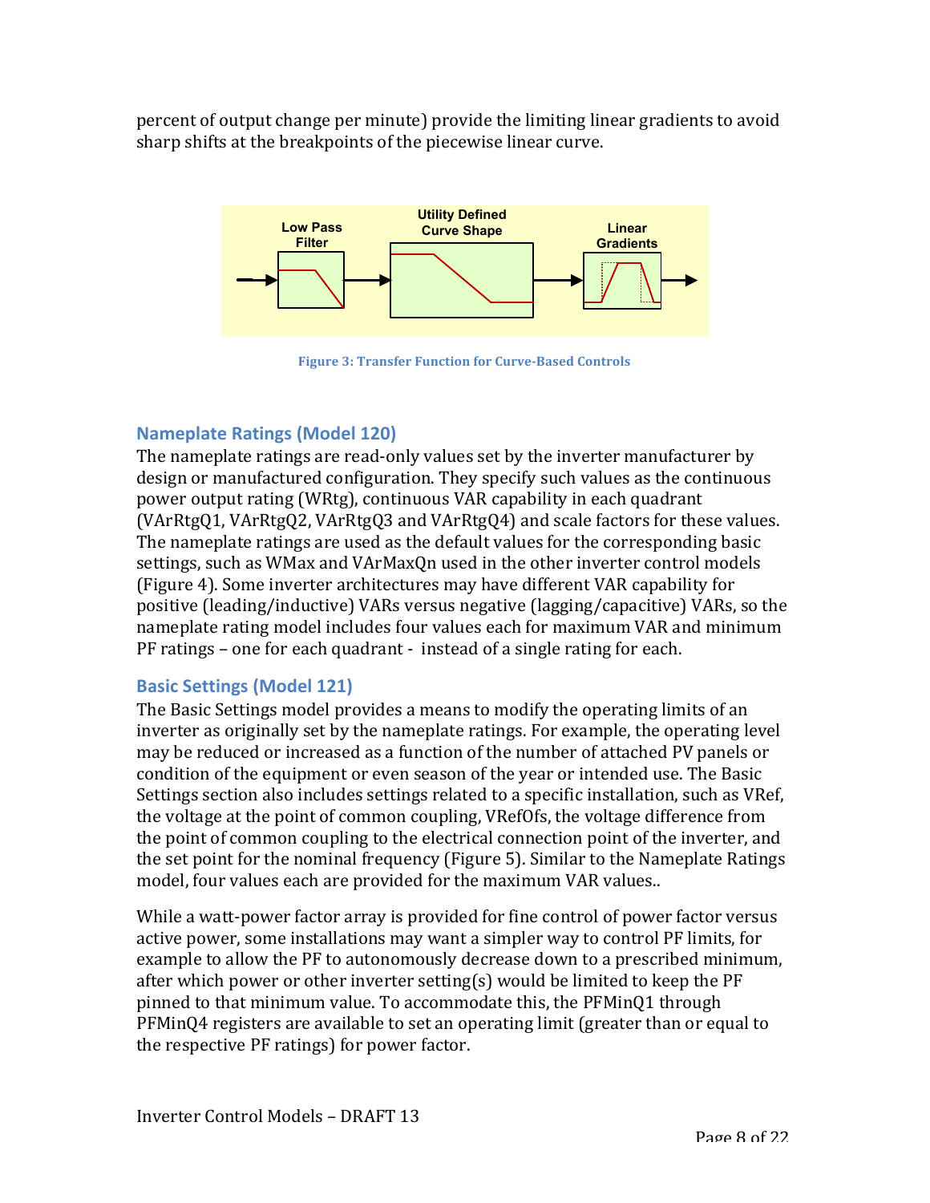percent of output change per minute) provide the limiting linear gradients to avoid sharp shifts at the breakpoints of the piecewise linear curve.

Figure 3: Transfer Function for Curve-Based Controls

## Nameplate Ratings (Model 120)

The nameplate ratings are read-only values set by the inverter manufacturer by design or manufactured configuration. They specify such values as the continuous power output rating (WRtg), continuous VAR capability in each quadrant (VArRtgQ1, VArRtgQ2, VArRtgQ3 and VArRtgQ4) and scale factors for these values. The nameplate ratings are used as the default values for the corresponding basic settings, such as WMax and VArMaxQn used in the other inverter control models (Figure 4). Some inverter architectures may have different VAR capability for positive (leading/inductive) VARs versus negative (lagging/capacitive) VARs, so the nameplate rating model includes four values each for maximum VAR and minimum PF ratings – one for each quadrant - instead of a single rating for each.

## Basic Settings (Model 121)

The Basic Settings model provides a means to modify the operating limits of an inverter as originally set by the nameplate ratings. For example, the operating level may be reduced or increased as a function of the number of attached PV panels or condition of the equipment or even season of the year or intended use. The Basic Settings section also includes settings related to a specific installation, such as VRef, the voltage at the point of common coupling, VRefOfs, the voltage difference from the point of common coupling to the electrical connection point of the inverter, and the set point for the nominal frequency (Figure 5). Similar to the Nameplate Ratings model, four values each are provided for the maximum VAR values..

While a watt-power factor array is provided for fine control of power factor versus active power, some installations may want a simpler way to control PF limits, for example to allow the PF to autonomously decrease down to a prescribed minimum, after which power or other inverter setting(s) would be limited to keep the PF pinned to that minimum value. To accommodate this, the PFMinQ1 through PFMinQ4 registers are available to set an operating limit (greater than or equal to the respective PF ratings) for power factor.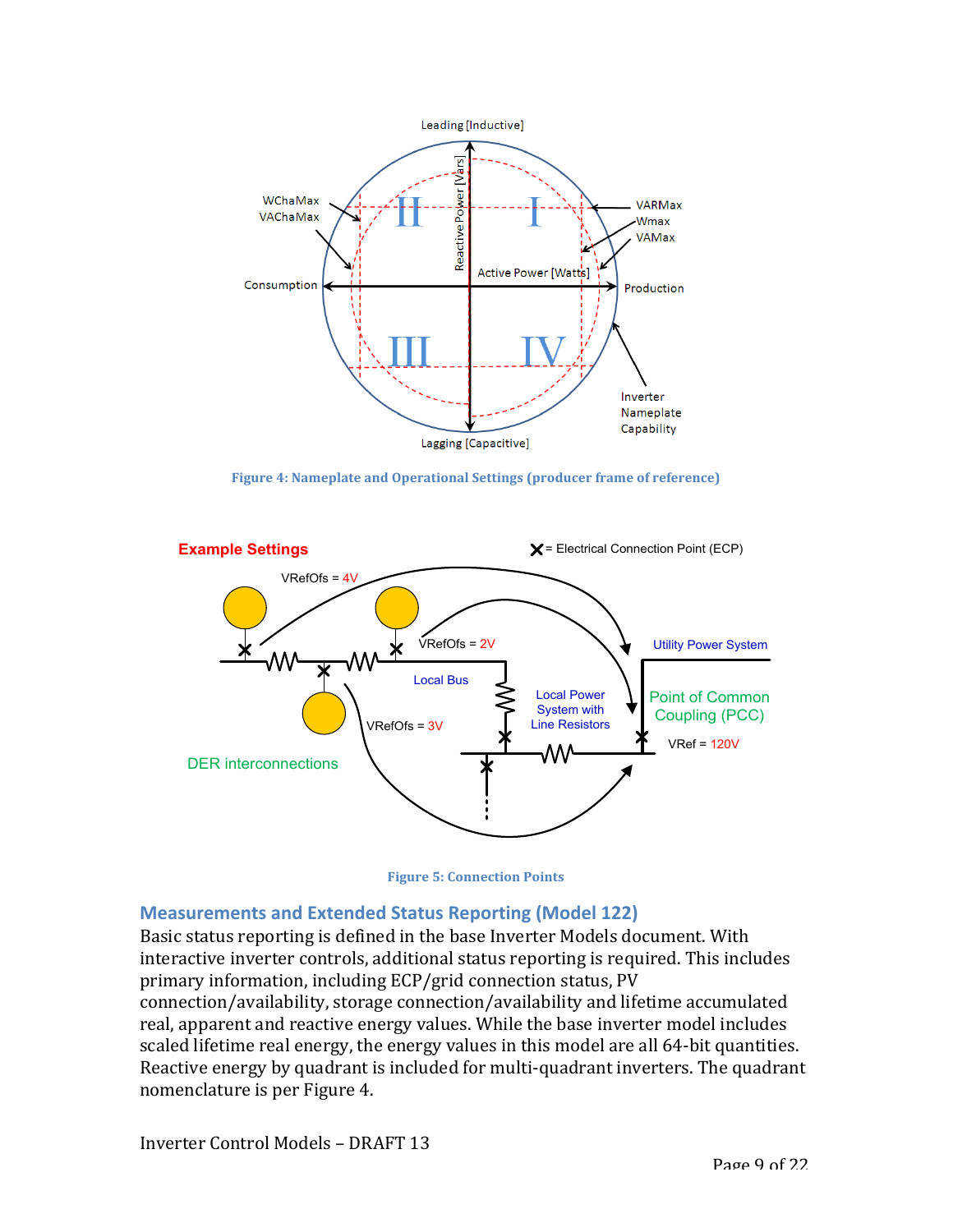Figure 4: Nameplate and Operational Settings (producer frame of reference)

Figure 5: Connection Points

## Measurements and Extended Status Reporting (Model 122)

Basic status reporting is defined in the base Inverter Models document. With interactive inverter controls, additional status reporting is required. This includes primary information, including ECP/grid connection status, PV connection/availability, storage connection/availability and lifetime accumulated real, apparent and reactive energy values. While the base inverter model includes scaled lifetime real energy, the energy values in this model are all 64-bit quantities. Reactive energy by quadrant is included for multi-quadrant inverters. The quadrant nomenclature is per Figure 4.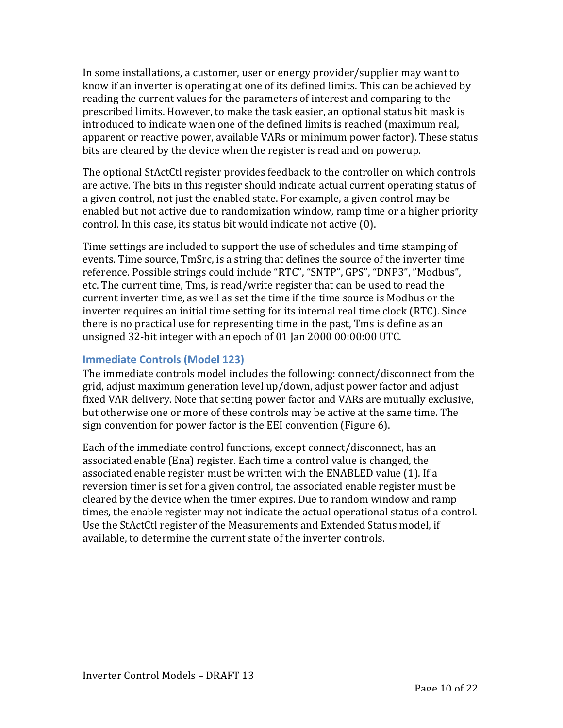In some installations, a customer, user or energy provider/supplier may want to know if an inverter is operating at one of its defined limits. This can be achieved by reading the current values for the parameters of interest and comparing to the prescribed limits. However, to make the task easier, an optional status bit mask is introduced to indicate when one of the defined limits is reached (maximum real, apparent or reactive power, available VARs or minimum power factor). These status bits are cleared by the device when the register is read and on powerup.

The optional StActCtl register provides feedback to the controller on which controls are active. The bits in this register should indicate actual current operating status of a given control, not just the enabled state. For example, a given control may be enabled but not active due to randomization window, ramp time or a higher priority control. In this case, its status bit would indicate not active (0).

Time settings are included to support the use of schedules and time stamping of events. Time source, TmSrc, is a string that defines the source of the inverter time reference. Possible strings could include “RTC”, “SNTP”, GPS”, “DNP3”, ”Modbus”, etc. The current time, Tms, is read/write register that can be used to read the current inverter time, as well as set the time if the time source is Modbus or the inverter requires an initial time setting for its internal real time clock (RTC). Since there is no practical use for representing time in the past, Tms is define as an unsigned 32-bit integer with an epoch of 01 Jan 2000 00:00:00 UTC.

### Immediate Controls (Model 123)

The immediate controls model includes the following: connect/disconnect from the grid, adjust maximum generation level up/down, adjust power factor and adjust fixed VAR delivery. Note that setting power factor and VARs are mutually exclusive, but otherwise one or more of these controls may be active at the same time. The sign convention for power factor is the EEI convention (Figure 6).

Each of the immediate control functions, except connect/disconnect, has an associated enable (Ena) register. Each time a control value is changed, the associated enable register must be written with the ENABLED value (1). If a reversion timer is set for a given control, the associated enable register must be cleared by the device when the timer expires. Due to random window and ramp times, the enable register may not indicate the actual operational status of a control. Use the StActCtl register of the Measurements and Extended Status model, if available, to determine the current state of the inverter controls.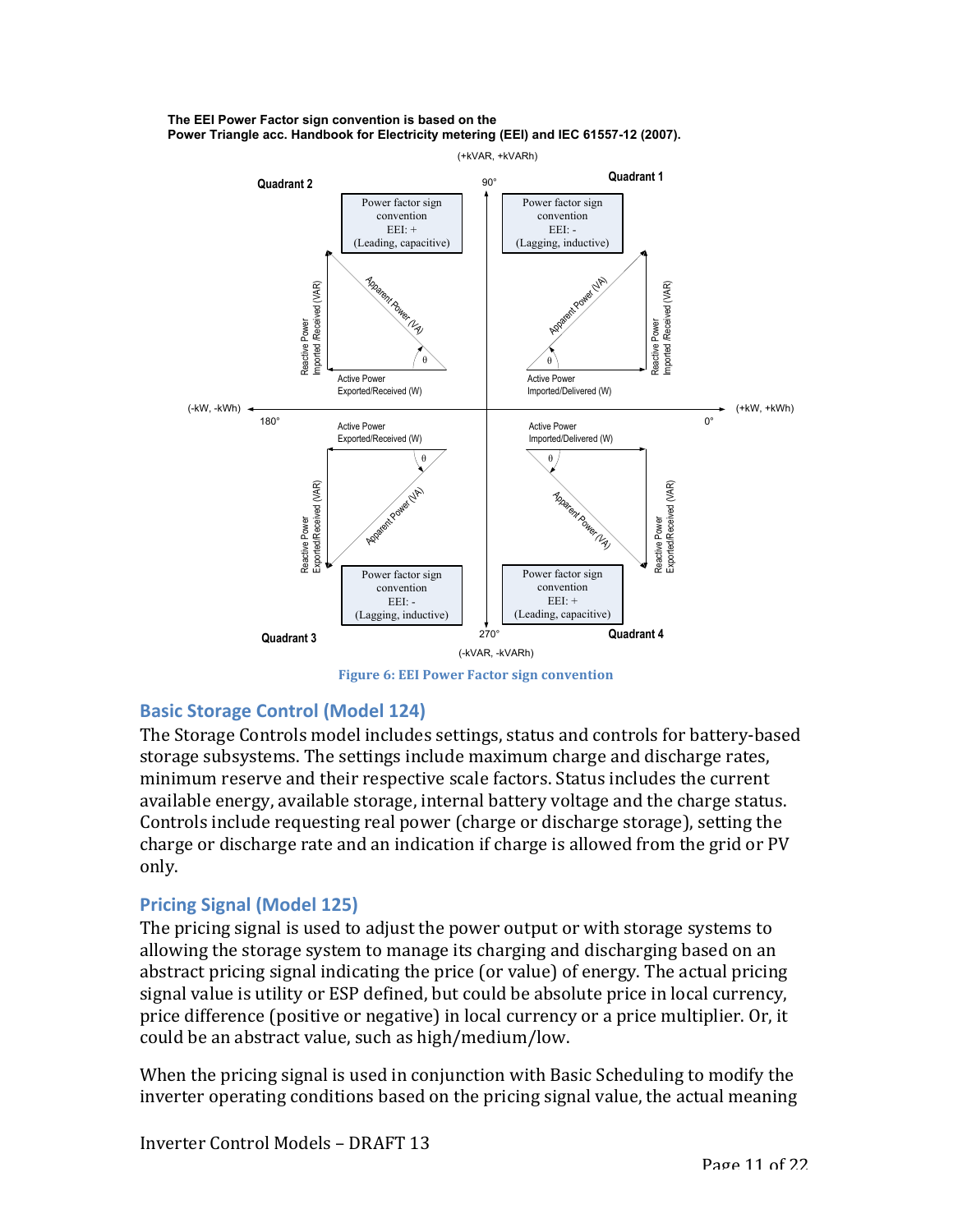**The EEI Power Factor sign convention is based on the**
**Power Triangle acc. Handbook for Electricity metering (EEI) and IEC 61557-12 (2007).**

(+kVAR, +kVARh)

| Quadrant 2 | Quadrant 1 |
| --- | --- |
| Power factor sign convention EEI: + (Leading, capacitive) | Power factor sign convention EEI: - (Lagging, inductive) |
| Active Power Exported/Received (W); Reactive Power Imported /Received (VAR); Apparent Power (VA) | Active Power Imported/Delivered (W); Reactive Power Imported /Received (VAR); Apparent Power (VA) |
| **Quadrant 3** | **Quadrant 4** |
| Active Power Exported/Received (W); Reactive Power Exported/Received (VAR); Apparent Power (VA) | Active Power Imported/Delivered (W); Reactive Power Exported/Received (VAR); Apparent Power (VA) |
| Power factor sign convention EEI: - (Lagging, inductive) | Power factor sign convention EEI: + (Leading, capacitive) |

(-kW, -kWh) 180° — 0° (+kW, +kWh); 90° (+kVAR, +kVARh); 270° (-kVAR, -kVARh)

Figure 6: EEI Power Factor sign convention

## Basic Storage Control (Model 124)

The Storage Controls model includes settings, status and controls for battery-based storage subsystems. The settings include maximum charge and discharge rates, minimum reserve and their respective scale factors. Status includes the current available energy, available storage, internal battery voltage and the charge status. Controls include requesting real power (charge or discharge storage), setting the charge or discharge rate and an indication if charge is allowed from the grid or PV only.

## Pricing Signal (Model 125)

The pricing signal is used to adjust the power output or with storage systems to allowing the storage system to manage its charging and discharging based on an abstract pricing signal indicating the price (or value) of energy. The actual pricing signal value is utility or ESP defined, but could be absolute price in local currency, price difference (positive or negative) in local currency or a price multiplier. Or, it could be an abstract value, such as high/medium/low.

When the pricing signal is used in conjunction with Basic Scheduling to modify the inverter operating conditions based on the pricing signal value, the actual meaning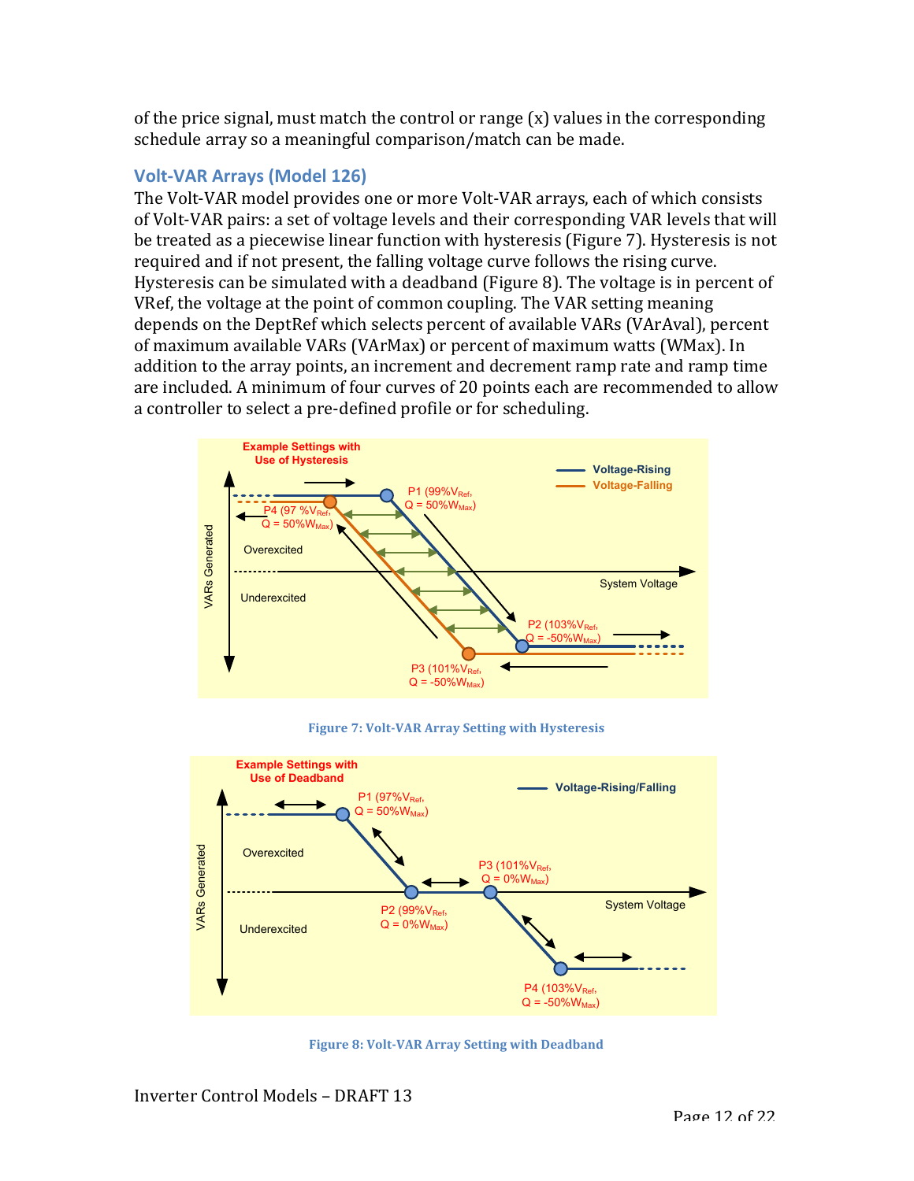of the price signal, must match the control or range (x) values in the corresponding schedule array so a meaningful comparison/match can be made.

### Volt-VAR Arrays (Model 126)

The Volt-VAR model provides one or more Volt-VAR arrays, each of which consists of Volt-VAR pairs: a set of voltage levels and their corresponding VAR levels that will be treated as a piecewise linear function with hysteresis (Figure 7). Hysteresis is not required and if not present, the falling voltage curve follows the rising curve. Hysteresis can be simulated with a deadband (Figure 8). The voltage is in percent of VRef, the voltage at the point of common coupling. The VAR setting meaning depends on the DeptRef which selects percent of available VARs (VArAval), percent of maximum available VARs (VArMax) or percent of maximum watts (WMax). In addition to the array points, an increment and decrement ramp rate and ramp time are included. A minimum of four curves of 20 points each are recommended to allow a controller to select a pre-defined profile or for scheduling.

**Figure 7: Volt-VAR Array Setting with Hysteresis**

**Figure 8: Volt-VAR Array Setting with Deadband**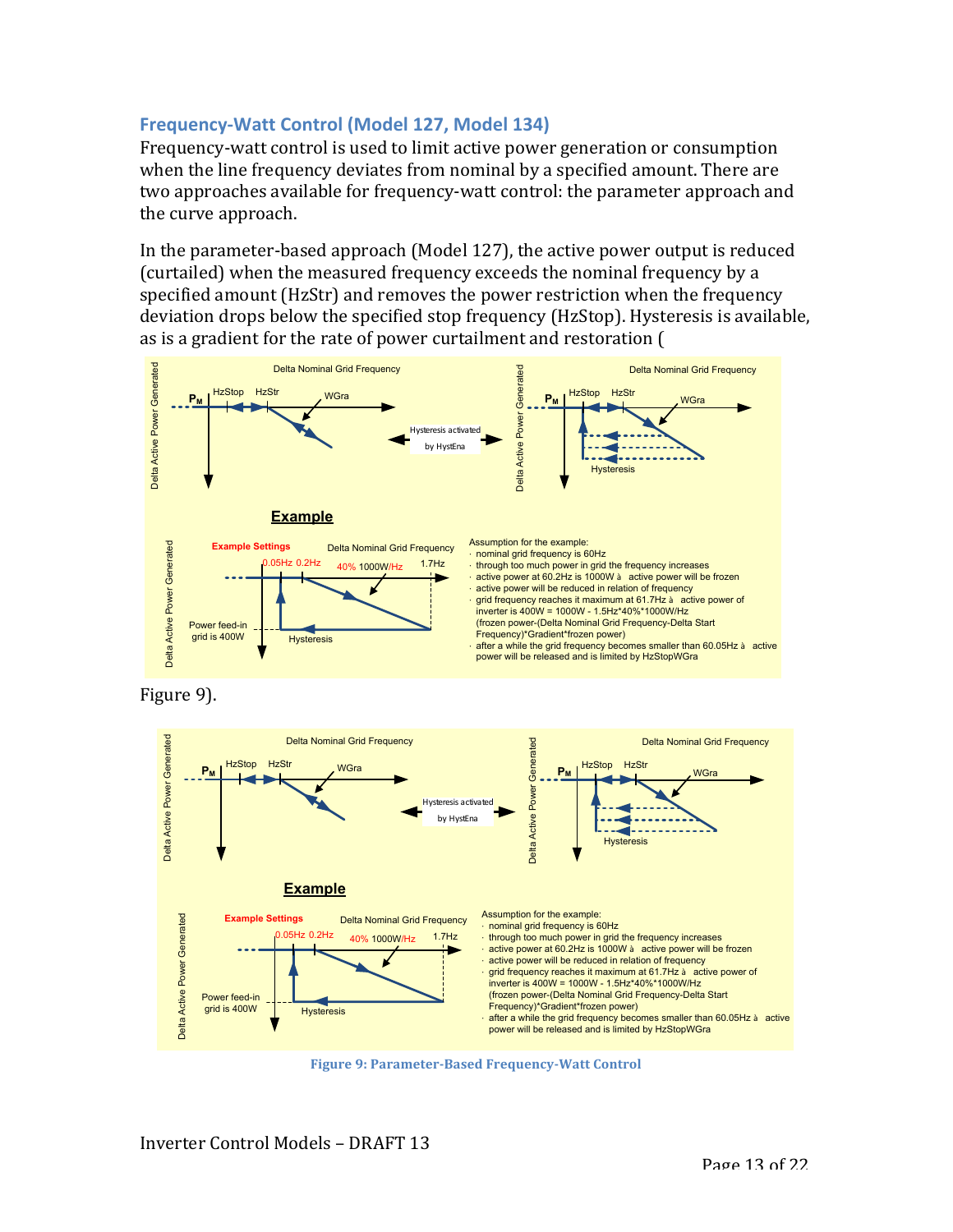## Frequency-Watt Control (Model 127, Model 134)

Frequency-watt control is used to limit active power generation or consumption when the line frequency deviates from nominal by a specified amount. There are two approaches available for frequency-watt control: the parameter approach and the curve approach.

In the parameter-based approach (Model 127), the active power output is reduced (curtailed) when the measured frequency exceeds the nominal frequency by a specified amount (HzStr) and removes the power restriction when the frequency deviation drops below the specified stop frequency (HzStop). Hysteresis is available, as is a gradient for the rate of power curtailment and restoration (

Figure 9).

Figure 9: Parameter-Based Frequency-Watt Control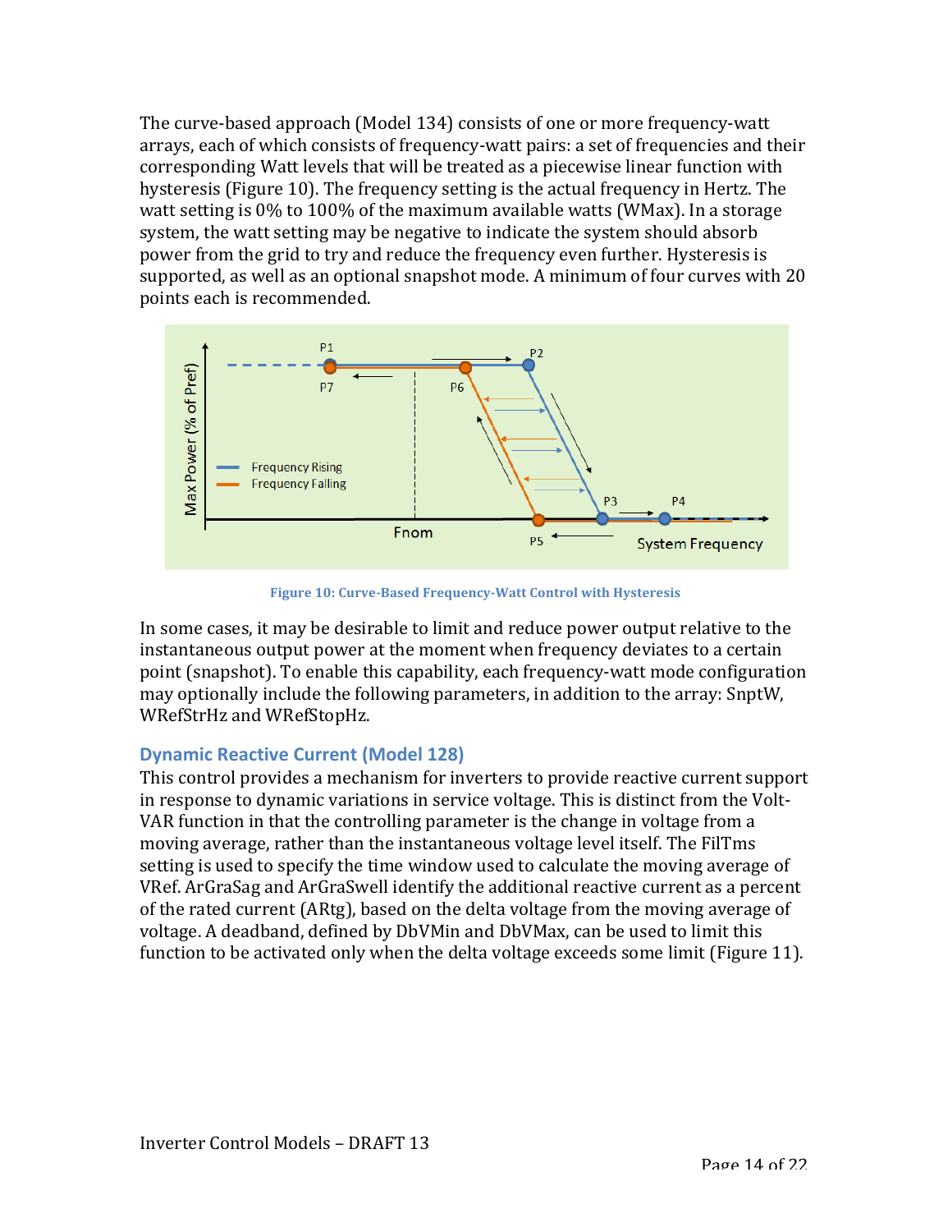The curve-based approach (Model 134) consists of one or more frequency-watt arrays, each of which consists of frequency-watt pairs: a set of frequencies and their corresponding Watt levels that will be treated as a piecewise linear function with hysteresis (Figure 10). The frequency setting is the actual frequency in Hertz. The watt setting is 0% to 100% of the maximum available watts (WMax). In a storage system, the watt setting may be negative to indicate the system should absorb power from the grid to try and reduce the frequency even further. Hysteresis is supported, as well as an optional snapshot mode. A minimum of four curves with 20 points each is recommended.

**Figure 10: Curve-Based Frequency-Watt Control with Hysteresis**

In some cases, it may be desirable to limit and reduce power output relative to the instantaneous output power at the moment when frequency deviates to a certain point (snapshot). To enable this capability, each frequency-watt mode configuration may optionally include the following parameters, in addition to the array: SnptW, WRefStrHz and WRefStopHz.

## Dynamic Reactive Current (Model 128)

This control provides a mechanism for inverters to provide reactive current support in response to dynamic variations in service voltage. This is distinct from the Volt-VAR function in that the controlling parameter is the change in voltage from a moving average, rather than the instantaneous voltage level itself. The FilTms setting is used to specify the time window used to calculate the moving average of VRef. ArGraSag and ArGraSwell identify the additional reactive current as a percent of the rated current (ARtg), based on the delta voltage from the moving average of voltage. A deadband, defined by DbVMin and DbVMax, can be used to limit this function to be activated only when the delta voltage exceeds some limit (Figure 11).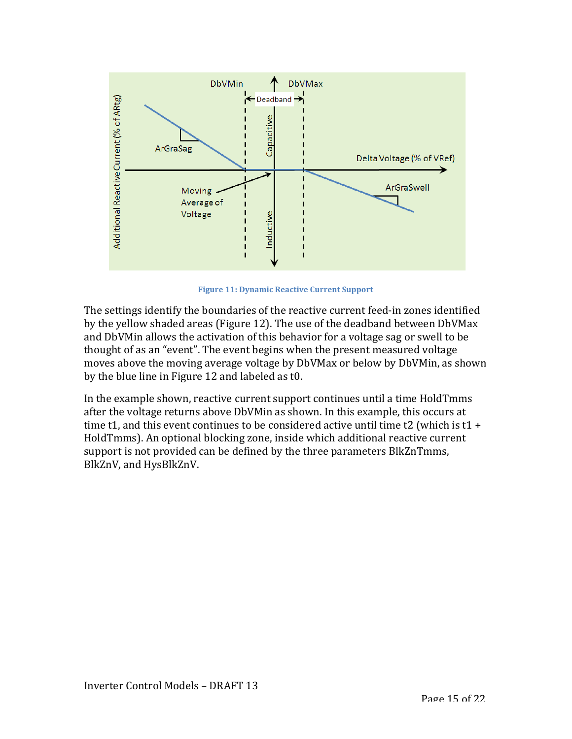Figure 11: Dynamic Reactive Current Support

The settings identify the boundaries of the reactive current feed-in zones identified by the yellow shaded areas (Figure 12). The use of the deadband between DbVMax and DbVMin allows the activation of this behavior for a voltage sag or swell to be thought of as an “event”. The event begins when the present measured voltage moves above the moving average voltage by DbVMax or below by DbVMin, as shown by the blue line in Figure 12 and labeled as t0.

In the example shown, reactive current support continues until a time HoldTmms after the voltage returns above DbVMin as shown. In this example, this occurs at time t1, and this event continues to be considered active until time t2 (which is t1 + HoldTmms). An optional blocking zone, inside which additional reactive current support is not provided can be defined by the three parameters BlkZnTmms, BlkZnV, and HysBlkZnV.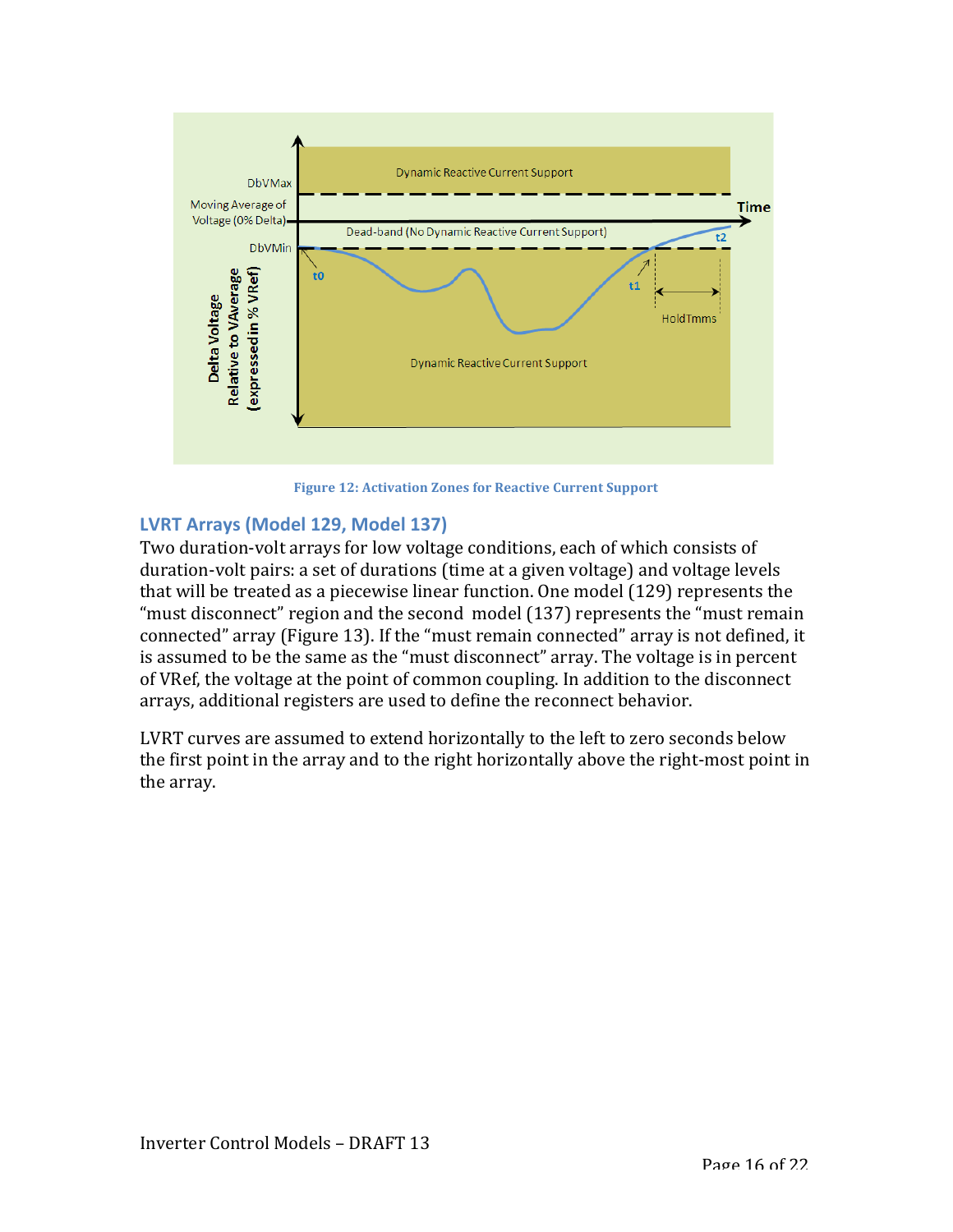Figure 12: Activation Zones for Reactive Current Support

## LVRT Arrays (Model 129, Model 137)

Two duration-volt arrays for low voltage conditions, each of which consists of duration-volt pairs: a set of durations (time at a given voltage) and voltage levels that will be treated as a piecewise linear function. One model (129) represents the "must disconnect" region and the second model (137) represents the "must remain connected" array (Figure 13). If the "must remain connected" array is not defined, it is assumed to be the same as the "must disconnect" array. The voltage is in percent of VRef, the voltage at the point of common coupling. In addition to the disconnect arrays, additional registers are used to define the reconnect behavior.

LVRT curves are assumed to extend horizontally to the left to zero seconds below the first point in the array and to the right horizontally above the right-most point in the array.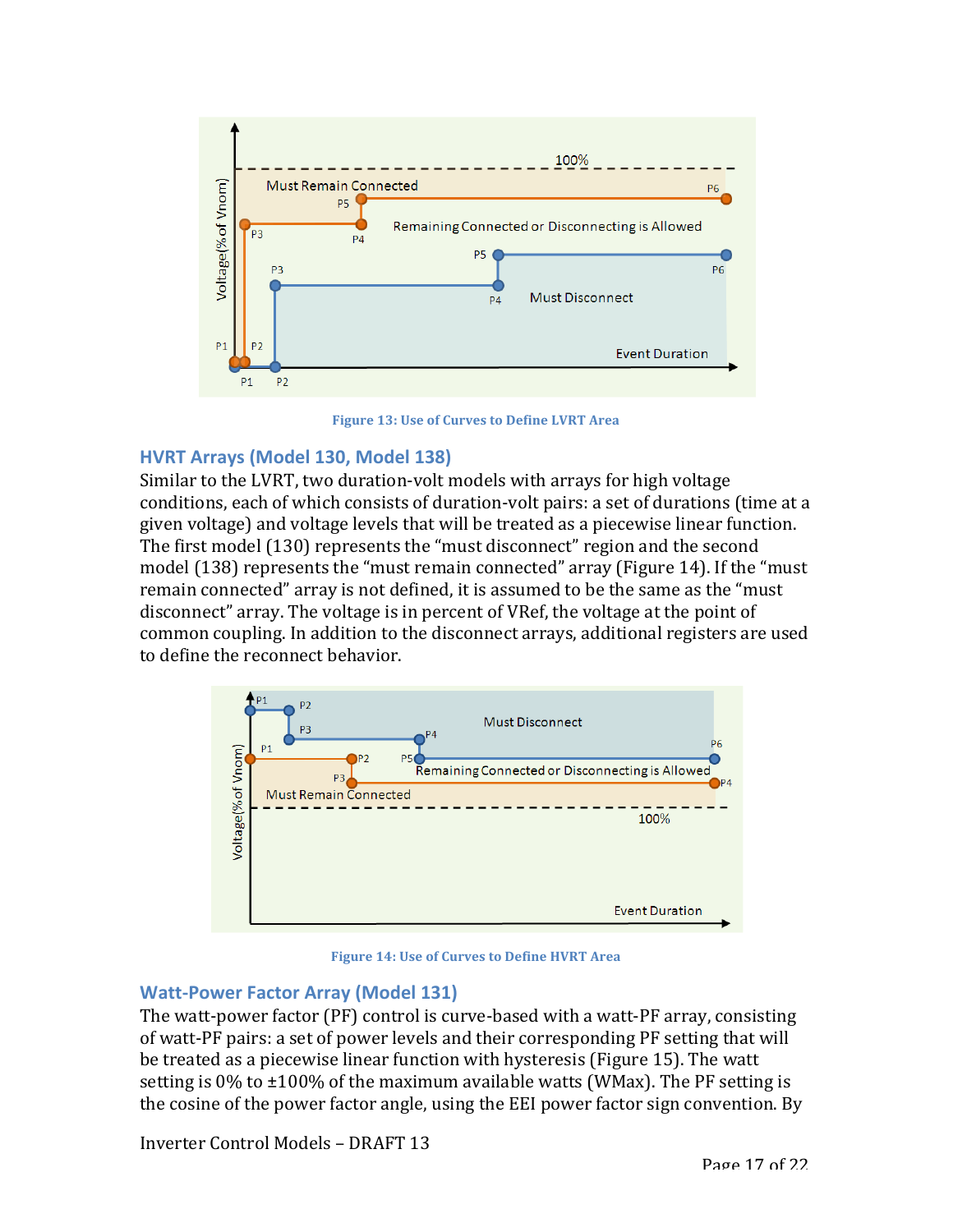Figure 13: Use of Curves to Define LVRT Area

## HVRT Arrays (Model 130, Model 138)

Similar to the LVRT, two duration-volt models with arrays for high voltage conditions, each of which consists of duration-volt pairs: a set of durations (time at a given voltage) and voltage levels that will be treated as a piecewise linear function. The first model (130) represents the "must disconnect" region and the second model (138) represents the "must remain connected" array (Figure 14). If the "must remain connected" array is not defined, it is assumed to be the same as the "must disconnect" array. The voltage is in percent of VRef, the voltage at the point of common coupling. In addition to the disconnect arrays, additional registers are used to define the reconnect behavior.

Figure 14: Use of Curves to Define HVRT Area

## Watt-Power Factor Array (Model 131)

The watt-power factor (PF) control is curve-based with a watt-PF array, consisting of watt-PF pairs: a set of power levels and their corresponding PF setting that will be treated as a piecewise linear function with hysteresis (Figure 15). The watt setting is 0% to ±100% of the maximum available watts (WMax). The PF setting is the cosine of the power factor angle, using the EEI power factor sign convention. By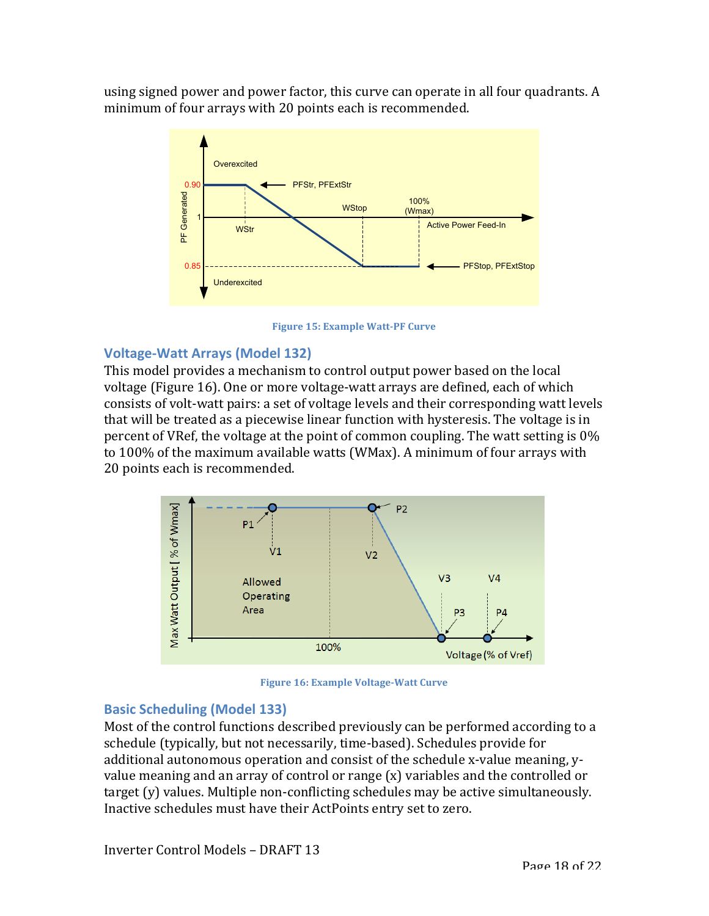using signed power and power factor, this curve can operate in all four quadrants. A minimum of four arrays with 20 points each is recommended.

Figure 15: Example Watt-PF Curve

## Voltage-Watt Arrays (Model 132)

This model provides a mechanism to control output power based on the local voltage (Figure 16). One or more voltage-watt arrays are defined, each of which consists of volt-watt pairs: a set of voltage levels and their corresponding watt levels that will be treated as a piecewise linear function with hysteresis. The voltage is in percent of VRef, the voltage at the point of common coupling. The watt setting is 0% to 100% of the maximum available watts (WMax). A minimum of four arrays with 20 points each is recommended.

Figure 16: Example Voltage-Watt Curve

## Basic Scheduling (Model 133)

Most of the control functions described previously can be performed according to a schedule (typically, but not necessarily, time-based). Schedules provide for additional autonomous operation and consist of the schedule x-value meaning, y-value meaning and an array of control or range (x) variables and the controlled or target (y) values. Multiple non-conflicting schedules may be active simultaneously. Inactive schedules must have their ActPoints entry set to zero.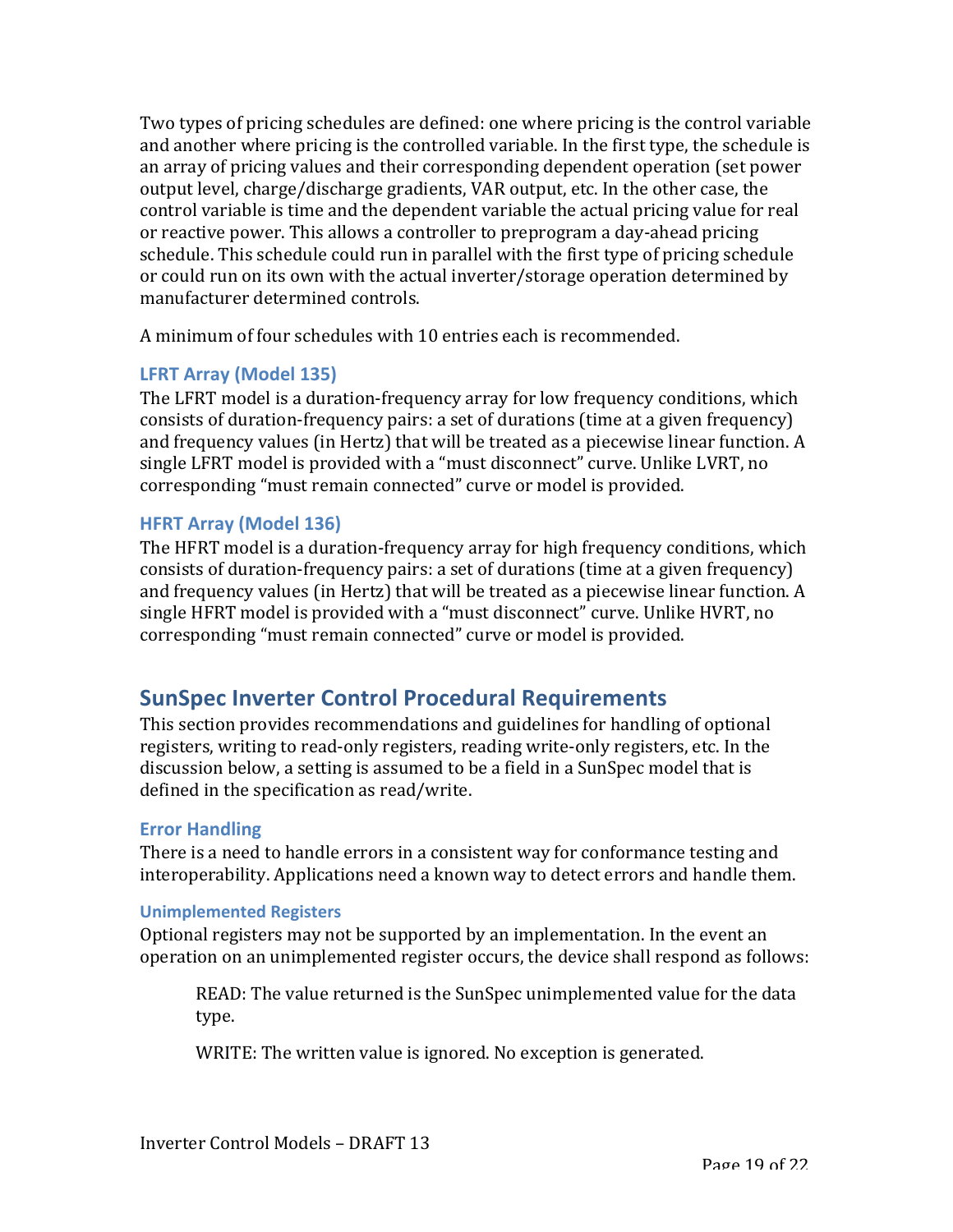Two types of pricing schedules are defined: one where pricing is the control variable and another where pricing is the controlled variable. In the first type, the schedule is an array of pricing values and their corresponding dependent operation (set power output level, charge/discharge gradients, VAR output, etc. In the other case, the control variable is time and the dependent variable the actual pricing value for real or reactive power. This allows a controller to preprogram a day-ahead pricing schedule. This schedule could run in parallel with the first type of pricing schedule or could run on its own with the actual inverter/storage operation determined by manufacturer determined controls.

A minimum of four schedules with 10 entries each is recommended.

### LFRT Array (Model 135)

The LFRT model is a duration-frequency array for low frequency conditions, which consists of duration-frequency pairs: a set of durations (time at a given frequency) and frequency values (in Hertz) that will be treated as a piecewise linear function. A single LFRT model is provided with a "must disconnect" curve. Unlike LVRT, no corresponding "must remain connected" curve or model is provided.

### HFRT Array (Model 136)

The HFRT model is a duration-frequency array for high frequency conditions, which consists of duration-frequency pairs: a set of durations (time at a given frequency) and frequency values (in Hertz) that will be treated as a piecewise linear function. A single HFRT model is provided with a "must disconnect" curve. Unlike HVRT, no corresponding "must remain connected" curve or model is provided.

## SunSpec Inverter Control Procedural Requirements

This section provides recommendations and guidelines for handling of optional registers, writing to read-only registers, reading write-only registers, etc. In the discussion below, a setting is assumed to be a field in a SunSpec model that is defined in the specification as read/write.

### Error Handling

There is a need to handle errors in a consistent way for conformance testing and interoperability. Applications need a known way to detect errors and handle them.

#### Unimplemented Registers

Optional registers may not be supported by an implementation. In the event an operation on an unimplemented register occurs, the device shall respond as follows:

> READ: The value returned is the SunSpec unimplemented value for the data type.
>
> WRITE: The written value is ignored. No exception is generated.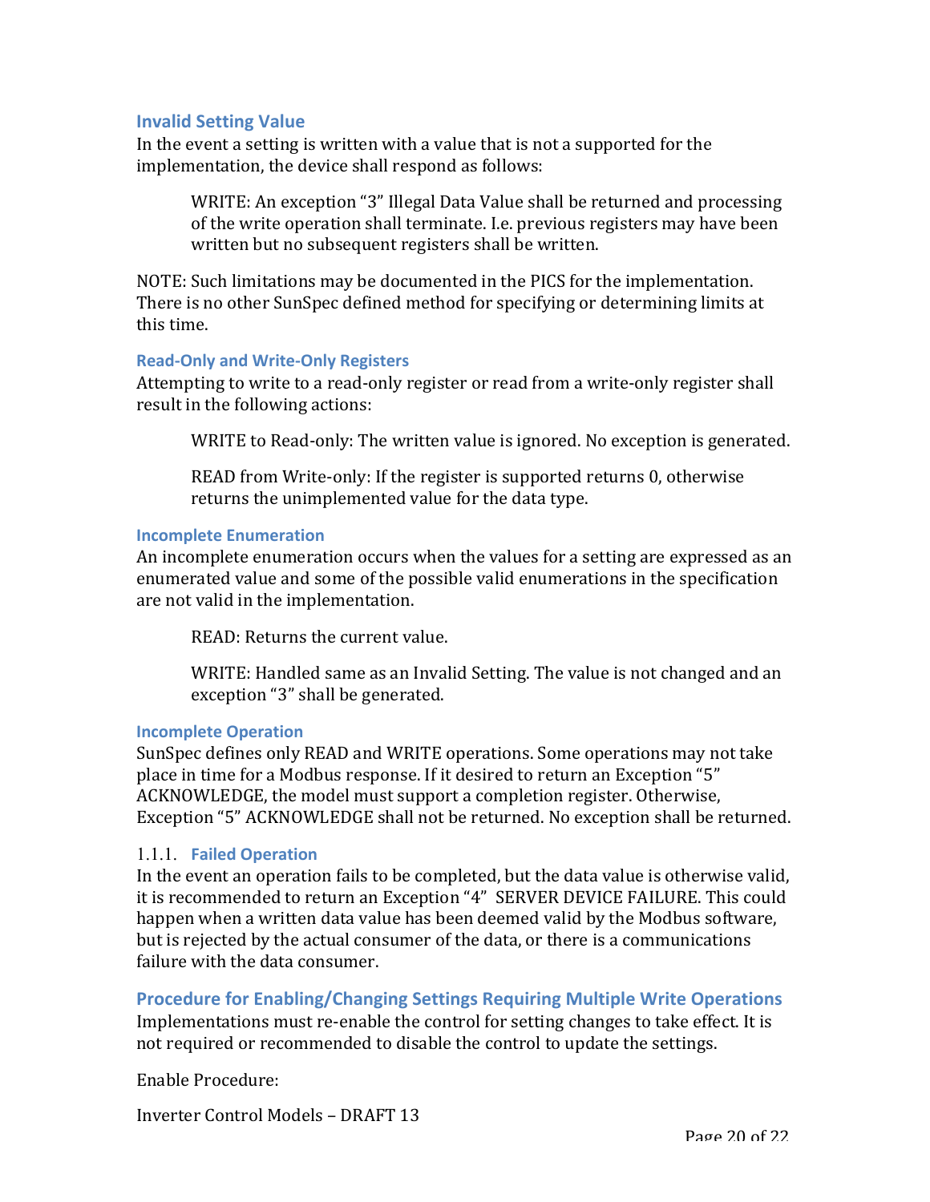### Invalid Setting Value

In the event a setting is written with a value that is not a supported for the implementation, the device shall respond as follows:

> WRITE: An exception "3" Illegal Data Value shall be returned and processing of the write operation shall terminate. I.e. previous registers may have been written but no subsequent registers shall be written.

NOTE: Such limitations may be documented in the PICS for the implementation. There is no other SunSpec defined method for specifying or determining limits at this time.

#### Read-Only and Write-Only Registers

Attempting to write to a read-only register or read from a write-only register shall result in the following actions:

> WRITE to Read-only: The written value is ignored. No exception is generated.
>
> READ from Write-only: If the register is supported returns 0, otherwise returns the unimplemented value for the data type.

#### Incomplete Enumeration

An incomplete enumeration occurs when the values for a setting are expressed as an enumerated value and some of the possible valid enumerations in the specification are not valid in the implementation.

> READ: Returns the current value.
>
> WRITE: Handled same as an Invalid Setting. The value is not changed and an exception "3" shall be generated.

#### Incomplete Operation

SunSpec defines only READ and WRITE operations. Some operations may not take place in time for a Modbus response. If it desired to return an Exception "5" ACKNOWLEDGE, the model must support a completion register. Otherwise, Exception "5" ACKNOWLEDGE shall not be returned. No exception shall be returned.

#### 1.1.1. Failed Operation

In the event an operation fails to be completed, but the data value is otherwise valid, it is recommended to return an Exception "4" SERVER DEVICE FAILURE. This could happen when a written data value has been deemed valid by the Modbus software, but is rejected by the actual consumer of the data, or there is a communications failure with the data consumer.

### Procedure for Enabling/Changing Settings Requiring Multiple Write Operations

Implementations must re-enable the control for setting changes to take effect. It is not required or recommended to disable the control to update the settings.

Enable Procedure: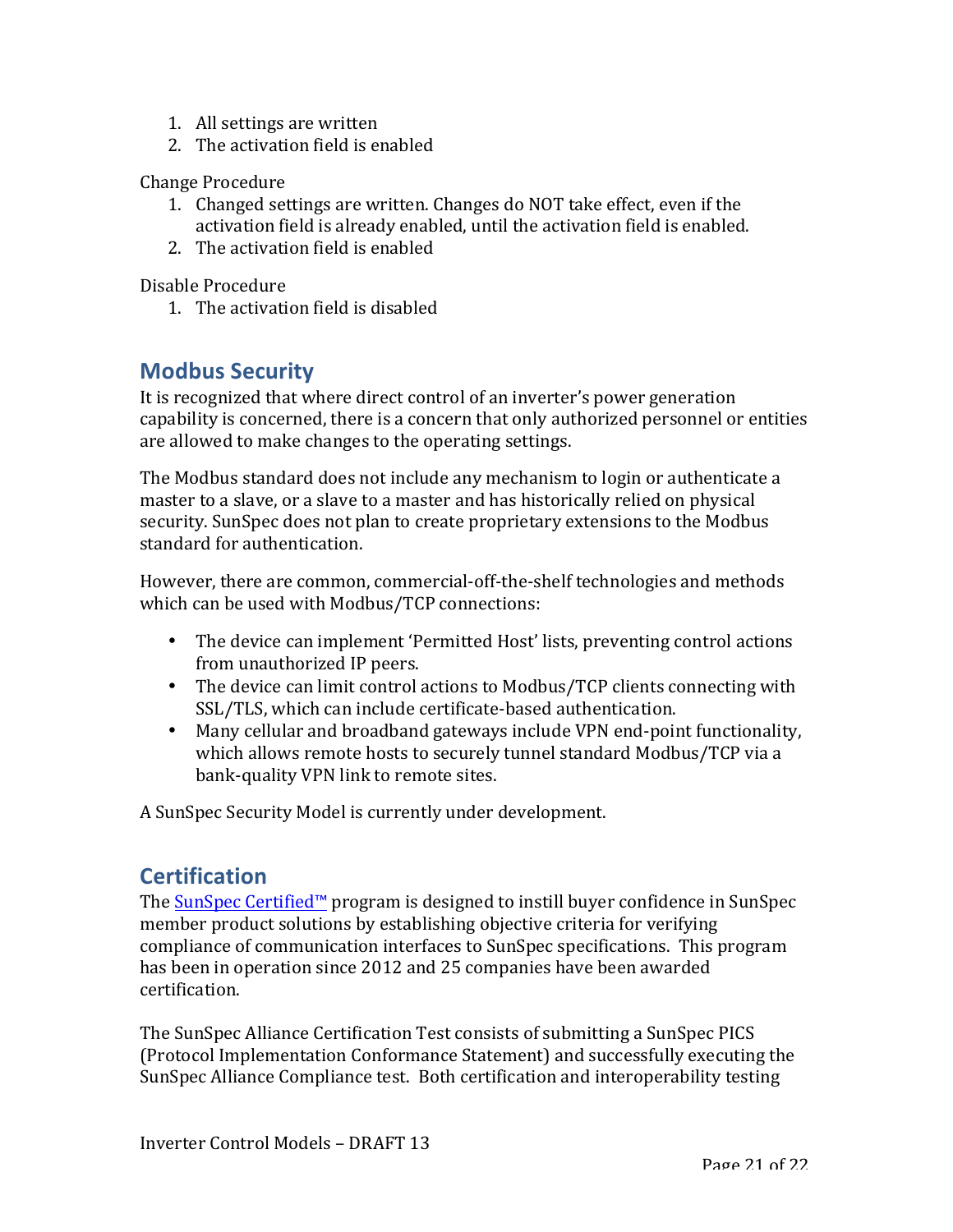1. All settings are written
2. The activation field is enabled

Change Procedure

1. Changed settings are written. Changes do NOT take effect, even if the activation field is already enabled, until the activation field is enabled.
2. The activation field is enabled

Disable Procedure

1. The activation field is disabled

## Modbus Security

It is recognized that where direct control of an inverter's power generation capability is concerned, there is a concern that only authorized personnel or entities are allowed to make changes to the operating settings.

The Modbus standard does not include any mechanism to login or authenticate a master to a slave, or a slave to a master and has historically relied on physical security. SunSpec does not plan to create proprietary extensions to the Modbus standard for authentication.

However, there are common, commercial-off-the-shelf technologies and methods which can be used with Modbus/TCP connections:

- The device can implement 'Permitted Host' lists, preventing control actions from unauthorized IP peers.
- The device can limit control actions to Modbus/TCP clients connecting with SSL/TLS, which can include certificate-based authentication.
- Many cellular and broadband gateways include VPN end-point functionality, which allows remote hosts to securely tunnel standard Modbus/TCP via a bank-quality VPN link to remote sites.

A SunSpec Security Model is currently under development.

## Certification

The SunSpec Certified™ program is designed to instill buyer confidence in SunSpec member product solutions by establishing objective criteria for verifying compliance of communication interfaces to SunSpec specifications. This program has been in operation since 2012 and 25 companies have been awarded certification.

The SunSpec Alliance Certification Test consists of submitting a SunSpec PICS (Protocol Implementation Conformance Statement) and successfully executing the SunSpec Alliance Compliance test. Both certification and interoperability testing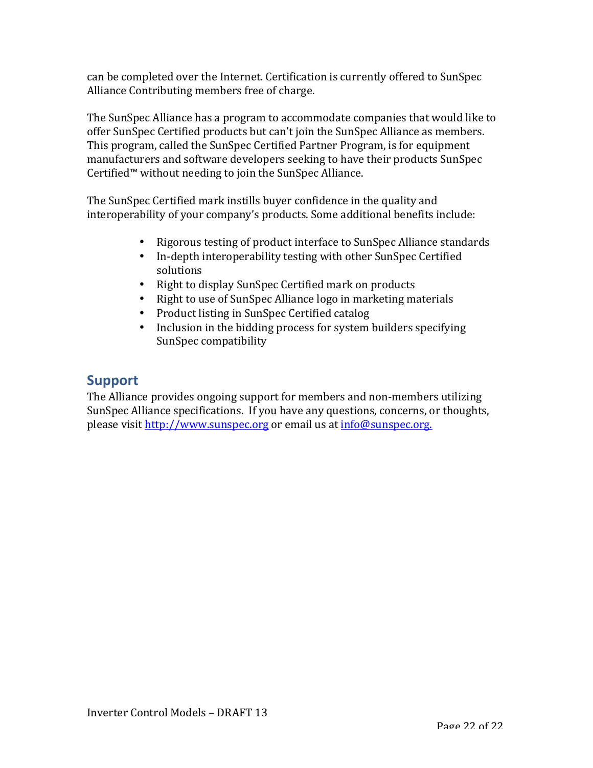can be completed over the Internet. Certification is currently offered to SunSpec Alliance Contributing members free of charge.

The SunSpec Alliance has a program to accommodate companies that would like to offer SunSpec Certified products but can't join the SunSpec Alliance as members. This program, called the SunSpec Certified Partner Program, is for equipment manufacturers and software developers seeking to have their products SunSpec Certified™ without needing to join the SunSpec Alliance.

The SunSpec Certified mark instills buyer confidence in the quality and interoperability of your company's products. Some additional benefits include:

- Rigorous testing of product interface to SunSpec Alliance standards
- In-depth interoperability testing with other SunSpec Certified solutions
- Right to display SunSpec Certified mark on products
- Right to use of SunSpec Alliance logo in marketing materials
- Product listing in SunSpec Certified catalog
- Inclusion in the bidding process for system builders specifying SunSpec compatibility

## Support

The Alliance provides ongoing support for members and non-members utilizing SunSpec Alliance specifications. If you have any questions, concerns, or thoughts, please visit http://www.sunspec.org or email us at info@sunspec.org.